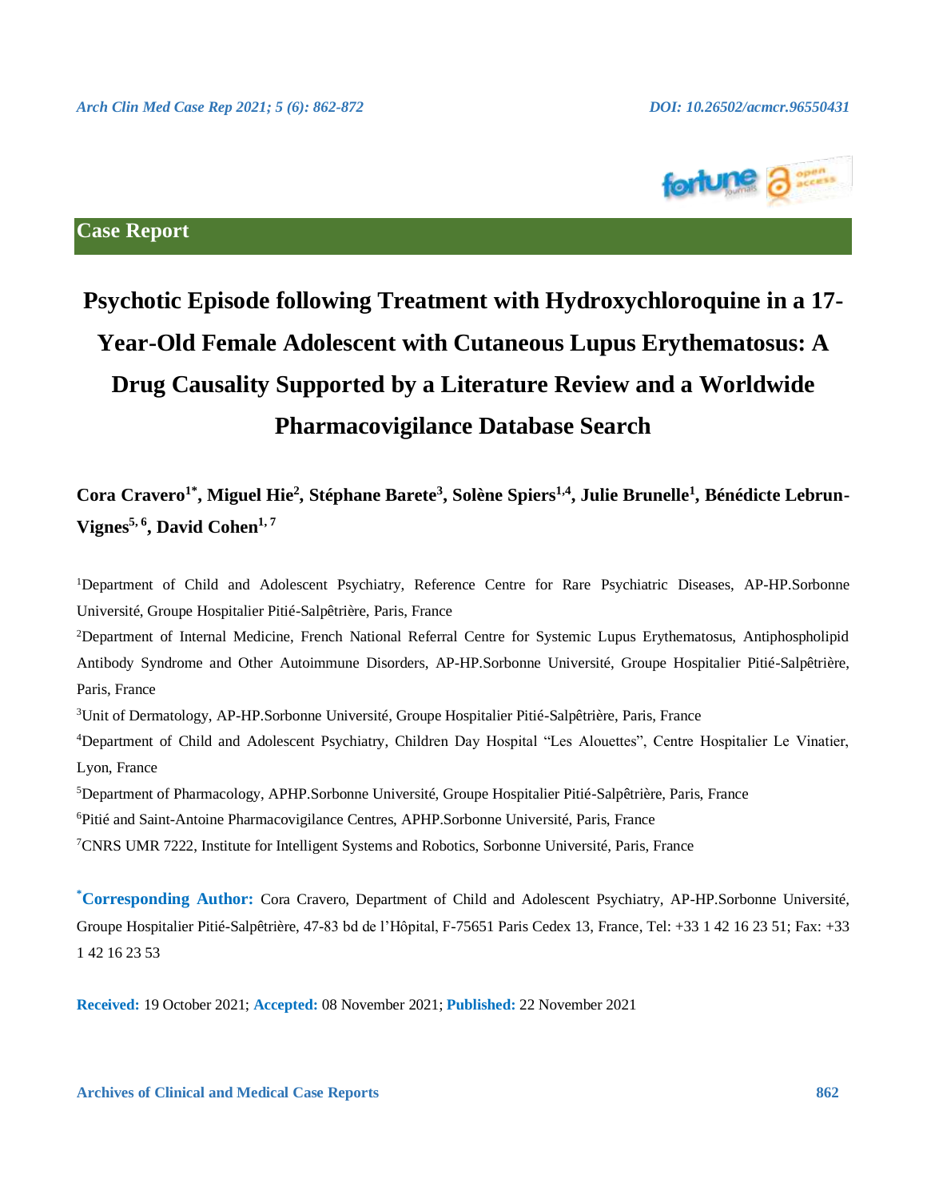Case Report

# Psychotic Episode following Treatment with Hydroxychloroquine in a 17-Year-Old Female Adolescent with Cutaneous Lupus Erythematosus: A Drug Causality Supported by a Literature Review and a Worldwide Pharmacovigilance Database Search

**Cora Cravero[1*], Miguel Hie[2], Stéphane Barete[3], Solène Spiers[1,4], Julie Brunelle[1], Bénédicte Lebrun-Vignes[5,6], David Cohen[1,7]**

[1]Department of Child and Adolescent Psychiatry, Reference Centre for Rare Psychiatric Diseases, AP-HP.Sorbonne Université, Groupe Hospitalier Pitié-Salpêtrière, Paris, France

[2]Department of Internal Medicine, French National Referral Centre for Systemic Lupus Erythematosus, Antiphospholipid Antibody Syndrome and Other Autoimmune Disorders, AP-HP.Sorbonne Université, Groupe Hospitalier Pitié-Salpêtrière, Paris, France

[3]Unit of Dermatology, AP-HP.Sorbonne Université, Groupe Hospitalier Pitié-Salpêtrière, Paris, France

[4]Department of Child and Adolescent Psychiatry, Children Day Hospital "Les Alouettes", Centre Hospitalier Le Vinatier, Lyon, France

[5]Department of Pharmacology, APHP.Sorbonne Université, Groupe Hospitalier Pitié-Salpêtrière, Paris, France

[6]Pitié and Saint-Antoine Pharmacovigilance Centres, APHP.Sorbonne Université, Paris, France

[7]CNRS UMR 7222, Institute for Intelligent Systems and Robotics, Sorbonne Université, Paris, France

**[*]Corresponding Author:** Cora Cravero, Department of Child and Adolescent Psychiatry, AP-HP.Sorbonne Université, Groupe Hospitalier Pitié-Salpêtrière, 47-83 bd de l'Hôpital, F-75651 Paris Cedex 13, France, Tel: +33 1 42 16 23 51; Fax: +33 1 42 16 23 53

**Received:** 19 October 2021; **Accepted:** 08 November 2021; **Published:** 22 November 2021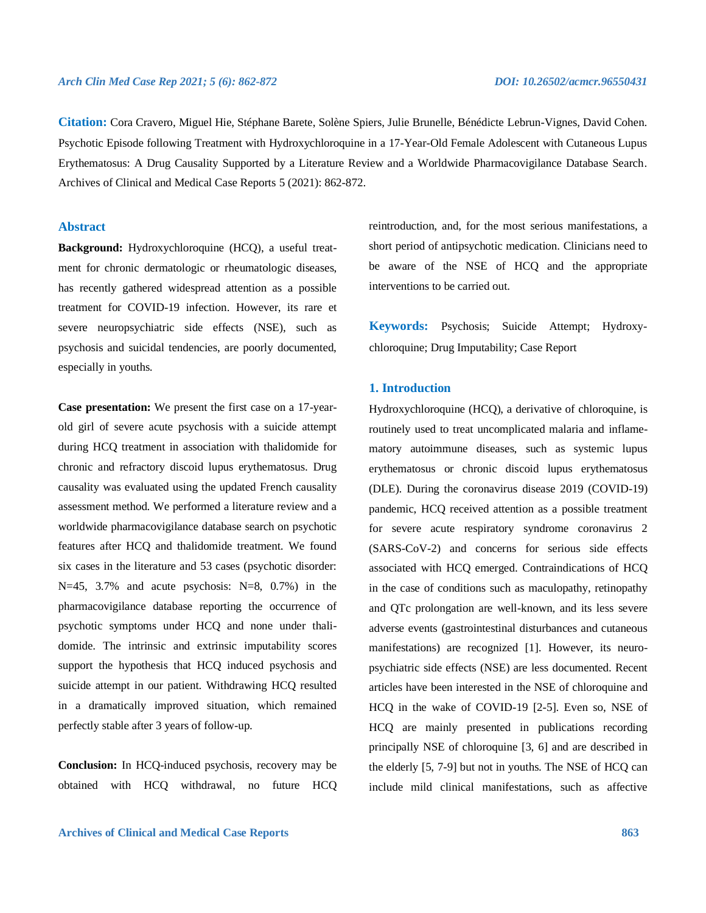**Citation:** Cora Cravero, Miguel Hie, Stéphane Barete, Solène Spiers, Julie Brunelle, Bénédicte Lebrun-Vignes, David Cohen. Psychotic Episode following Treatment with Hydroxychloroquine in a 17-Year-Old Female Adolescent with Cutaneous Lupus Erythematosus: A Drug Causality Supported by a Literature Review and a Worldwide Pharmacovigilance Database Search. Archives of Clinical and Medical Case Reports 5 (2021): 862-872.

## Abstract

**Background:** Hydroxychloroquine (HCQ), a useful treatment for chronic dermatologic or rheumatologic diseases, has recently gathered widespread attention as a possible treatment for COVID-19 infection. However, its rare et severe neuropsychiatric side effects (NSE), such as psychosis and suicidal tendencies, are poorly documented, especially in youths.

**Case presentation:** We present the first case on a 17-year-old girl of severe acute psychosis with a suicide attempt during HCQ treatment in association with thalidomide for chronic and refractory discoid lupus erythematosus. Drug causality was evaluated using the updated French causality assessment method. We performed a literature review and a worldwide pharmacovigilance database search on psychotic features after HCQ and thalidomide treatment. We found six cases in the literature and 53 cases (psychotic disorder: N=45, 3.7% and acute psychosis: N=8, 0.7%) in the pharmacovigilance database reporting the occurrence of psychotic symptoms under HCQ and none under thalidomide. The intrinsic and extrinsic imputability scores support the hypothesis that HCQ induced psychosis and suicide attempt in our patient. Withdrawing HCQ resulted in a dramatically improved situation, which remained perfectly stable after 3 years of follow-up.

**Conclusion:** In HCQ-induced psychosis, recovery may be obtained with HCQ withdrawal, no future HCQ reintroduction, and, for the most serious manifestations, a short period of antipsychotic medication. Clinicians need to be aware of the NSE of HCQ and the appropriate interventions to be carried out.

**Keywords:** Psychosis; Suicide Attempt; Hydroxychloroquine; Drug Imputability; Case Report

## 1. Introduction

Hydroxychloroquine (HCQ), a derivative of chloroquine, is routinely used to treat uncomplicated malaria and inflammatory autoimmune diseases, such as systemic lupus erythematosus or chronic discoid lupus erythematosus (DLE). During the coronavirus disease 2019 (COVID-19) pandemic, HCQ received attention as a possible treatment for severe acute respiratory syndrome coronavirus 2 (SARS-CoV-2) and concerns for serious side effects associated with HCQ emerged. Contraindications of HCQ in the case of conditions such as maculopathy, retinopathy and QTc prolongation are well-known, and its less severe adverse events (gastrointestinal disturbances and cutaneous manifestations) are recognized [1]. However, its neuropsychiatric side effects (NSE) are less documented. Recent articles have been interested in the NSE of chloroquine and HCQ in the wake of COVID-19 [2-5]. Even so, NSE of HCQ are mainly presented in publications recording principally NSE of chloroquine [3, 6] and are described in the elderly [5, 7-9] but not in youths. The NSE of HCQ can include mild clinical manifestations, such as affective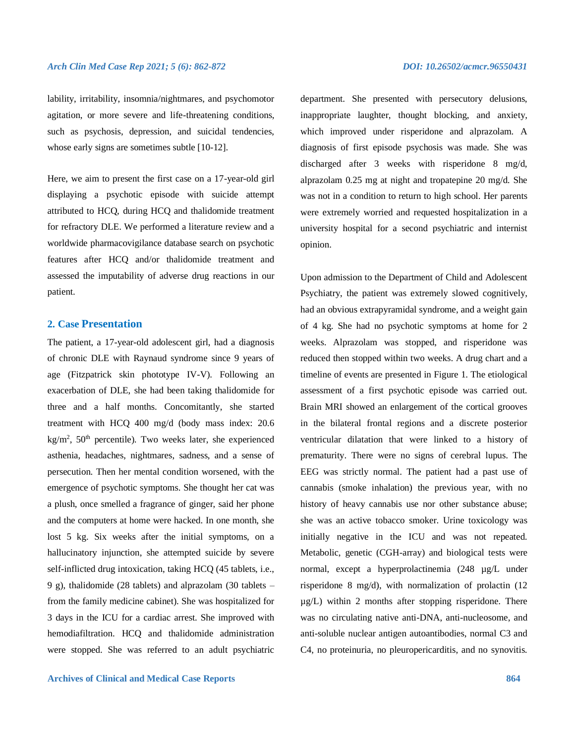lability, irritability, insomnia/nightmares, and psychomotor agitation, or more severe and life-threatening conditions, such as psychosis, depression, and suicidal tendencies, whose early signs are sometimes subtle [10-12].

Here, we aim to present the first case on a 17-year-old girl displaying a psychotic episode with suicide attempt attributed to HCQ, during HCQ and thalidomide treatment for refractory DLE. We performed a literature review and a worldwide pharmacovigilance database search on psychotic features after HCQ and/or thalidomide treatment and assessed the imputability of adverse drug reactions in our patient.

## 2. Case Presentation

The patient, a 17-year-old adolescent girl, had a diagnosis of chronic DLE with Raynaud syndrome since 9 years of age (Fitzpatrick skin phototype IV-V). Following an exacerbation of DLE, she had been taking thalidomide for three and a half months. Concomitantly, she started treatment with HCQ 400 mg/d (body mass index: 20.6 kg/m$^2$, 50$^{th}$ percentile). Two weeks later, she experienced asthenia, headaches, nightmares, sadness, and a sense of persecution. Then her mental condition worsened, with the emergence of psychotic symptoms. She thought her cat was a plush, once smelled a fragrance of ginger, said her phone and the computers at home were hacked. In one month, she lost 5 kg. Six weeks after the initial symptoms, on a hallucinatory injunction, she attempted suicide by severe self-inflicted drug intoxication, taking HCQ (45 tablets, i.e., 9 g), thalidomide (28 tablets) and alprazolam (30 tablets – from the family medicine cabinet). She was hospitalized for 3 days in the ICU for a cardiac arrest. She improved with hemodiafiltration. HCQ and thalidomide administration were stopped. She was referred to an adult psychiatric department. She presented with persecutory delusions, inappropriate laughter, thought blocking, and anxiety, which improved under risperidone and alprazolam. A diagnosis of first episode psychosis was made. She was discharged after 3 weeks with risperidone 8 mg/d, alprazolam 0.25 mg at night and tropatepine 20 mg/d. She was not in a condition to return to high school. Her parents were extremely worried and requested hospitalization in a university hospital for a second psychiatric and internist opinion.

Upon admission to the Department of Child and Adolescent Psychiatry, the patient was extremely slowed cognitively, had an obvious extrapyramidal syndrome, and a weight gain of 4 kg. She had no psychotic symptoms at home for 2 weeks. Alprazolam was stopped, and risperidone was reduced then stopped within two weeks. A drug chart and a timeline of events are presented in Figure 1. The etiological assessment of a first psychotic episode was carried out. Brain MRI showed an enlargement of the cortical grooves in the bilateral frontal regions and a discrete posterior ventricular dilatation that were linked to a history of prematurity. There were no signs of cerebral lupus. The EEG was strictly normal. The patient had a past use of cannabis (smoke inhalation) the previous year, with no history of heavy cannabis use nor other substance abuse; she was an active tobacco smoker. Urine toxicology was initially negative in the ICU and was not repeated. Metabolic, genetic (CGH-array) and biological tests were normal, except a hyperprolactinemia (248 µg/L under risperidone 8 mg/d), with normalization of prolactin (12 µg/L) within 2 months after stopping risperidone. There was no circulating native anti-DNA, anti-nucleosome, and anti-soluble nuclear antigen autoantibodies, normal C3 and C4, no proteinuria, no pleuropericarditis, and no synovitis.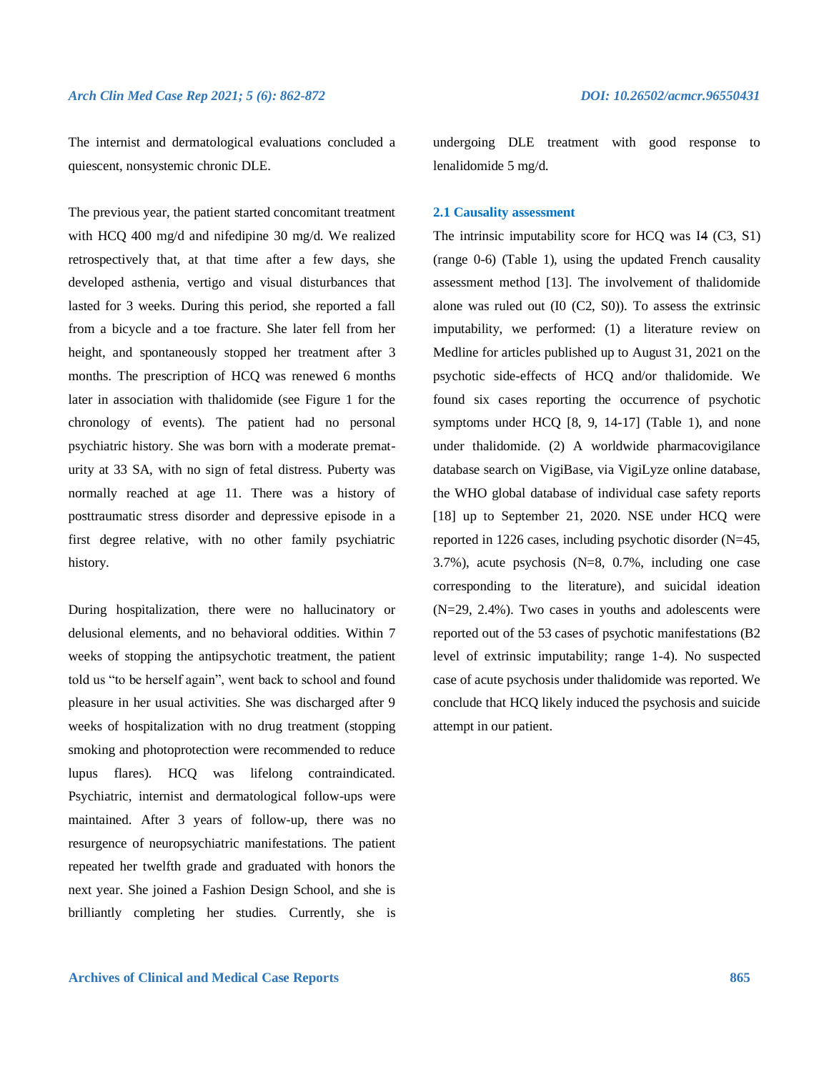The internist and dermatological evaluations concluded a quiescent, nonsystemic chronic DLE.

The previous year, the patient started concomitant treatment with HCQ 400 mg/d and nifedipine 30 mg/d. We realized retrospectively that, at that time after a few days, she developed asthenia, vertigo and visual disturbances that lasted for 3 weeks. During this period, she reported a fall from a bicycle and a toe fracture. She later fell from her height, and spontaneously stopped her treatment after 3 months. The prescription of HCQ was renewed 6 months later in association with thalidomide (see Figure 1 for the chronology of events). The patient had no personal psychiatric history. She was born with a moderate prematurity at 33 SA, with no sign of fetal distress. Puberty was normally reached at age 11. There was a history of posttraumatic stress disorder and depressive episode in a first degree relative, with no other family psychiatric history.

During hospitalization, there were no hallucinatory or delusional elements, and no behavioral oddities. Within 7 weeks of stopping the antipsychotic treatment, the patient told us "to be herself again", went back to school and found pleasure in her usual activities. She was discharged after 9 weeks of hospitalization with no drug treatment (stopping smoking and photoprotection were recommended to reduce lupus flares). HCQ was lifelong contraindicated. Psychiatric, internist and dermatological follow-ups were maintained. After 3 years of follow-up, there was no resurgence of neuropsychiatric manifestations. The patient repeated her twelfth grade and graduated with honors the next year. She joined a Fashion Design School, and she is brilliantly completing her studies. Currently, she is undergoing DLE treatment with good response to lenalidomide 5 mg/d.

### 2.1 Causality assessment

The intrinsic imputability score for HCQ was I4 (C3, S1) (range 0-6) (Table 1), using the updated French causality assessment method [13]. The involvement of thalidomide alone was ruled out (I0 (C2, S0)). To assess the extrinsic imputability, we performed: (1) a literature review on Medline for articles published up to August 31, 2021 on the psychotic side-effects of HCQ and/or thalidomide. We found six cases reporting the occurrence of psychotic symptoms under HCQ [8, 9, 14-17] (Table 1), and none under thalidomide. (2) A worldwide pharmacovigilance database search on VigiBase, via VigiLyze online database, the WHO global database of individual case safety reports [18] up to September 21, 2020. NSE under HCQ were reported in 1226 cases, including psychotic disorder (N=45, 3.7%), acute psychosis (N=8, 0.7%, including one case corresponding to the literature), and suicidal ideation (N=29, 2.4%). Two cases in youths and adolescents were reported out of the 53 cases of psychotic manifestations (B2 level of extrinsic imputability; range 1-4). No suspected case of acute psychosis under thalidomide was reported. We conclude that HCQ likely induced the psychosis and suicide attempt in our patient.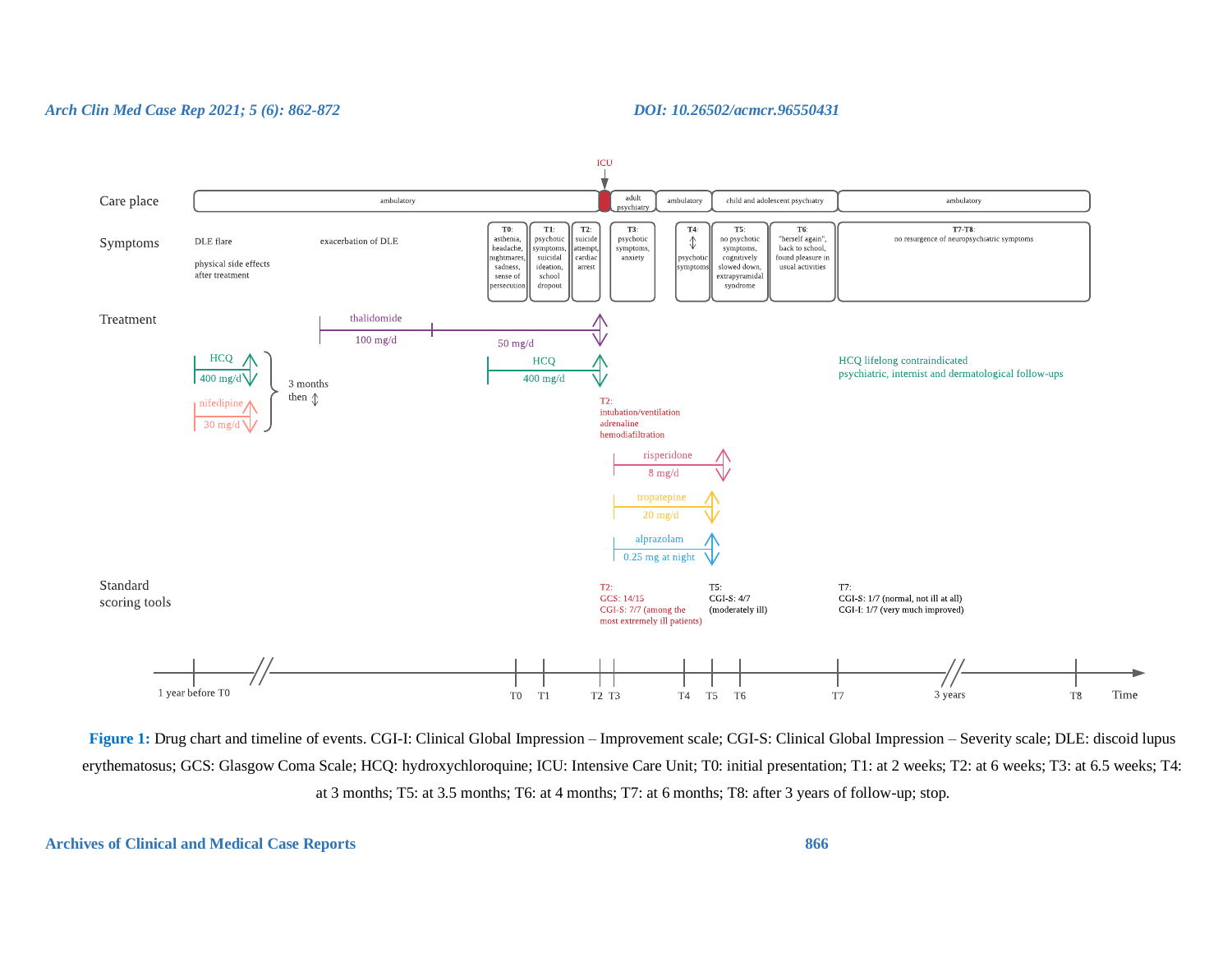Care place: ambulatory | ICU | adult psychiatry | ambulatory | child and adolescent psychiatry | ambulatory

Symptoms:

- DLE flare; physical side effects after treatment
- exacerbation of DLE
- **T0**: asthenia, headache, nightmares, sadness, sense of persecution
- **T1**: psychotic symptoms, suicidal ideation, school dropout
- **T2**: suicide attempt, cardiac arrest
- **T3**: psychotic symptoms, anxiety
- **T4**: ↕ psychotic symptoms
- **T5**: no psychotic symptoms, cognitively slowed down, extrapyramidal syndrome
- **T6**: "herself again", back to school, found pleasure in usual activities
- **T7-T8**: no resurgence of neuropsychiatric symptoms

Treatment:

- HCQ 400 mg/d; nifedipine 30 mg/d; 3 months then ↕
- thalidomide 100 mg/d, then 50 mg/d
- HCQ 400 mg/d
- T2: intubation/ventilation, adrenaline, hemodiafiltration
- risperidone 8 mg/d
- tropatepine 20 mg/d
- alprazolam 0.25 mg at night
- HCQ lifelong contraindicated; psychiatric, internist and dermatological follow-ups

Standard scoring tools:

- T2: GCS: 14/15; CGI-S: 7/7 (among the most extremely ill patients)
- T5: CGI-S: 4/7 (moderately ill)
- T7: CGI-S: 1/7 (normal, not ill at all); CGI-I: 1/7 (very much improved)

Time: 1 year before T0 — T0 — T1 — T2 — T3 — T4 — T5 — T6 — T7 — 3 years — T8

**Figure 1:** Drug chart and timeline of events. CGI-I: Clinical Global Impression – Improvement scale; CGI-S: Clinical Global Impression – Severity scale; DLE: discoid lupus erythematosus; GCS: Glasgow Coma Scale; HCQ: hydroxychloroquine; ICU: Intensive Care Unit; T0: initial presentation; T1: at 2 weeks; T2: at 6 weeks; T3: at 6.5 weeks; T4: at 3 months; T5: at 3.5 months; T6: at 4 months; T7: at 6 months; T8: after 3 years of follow-up; stop.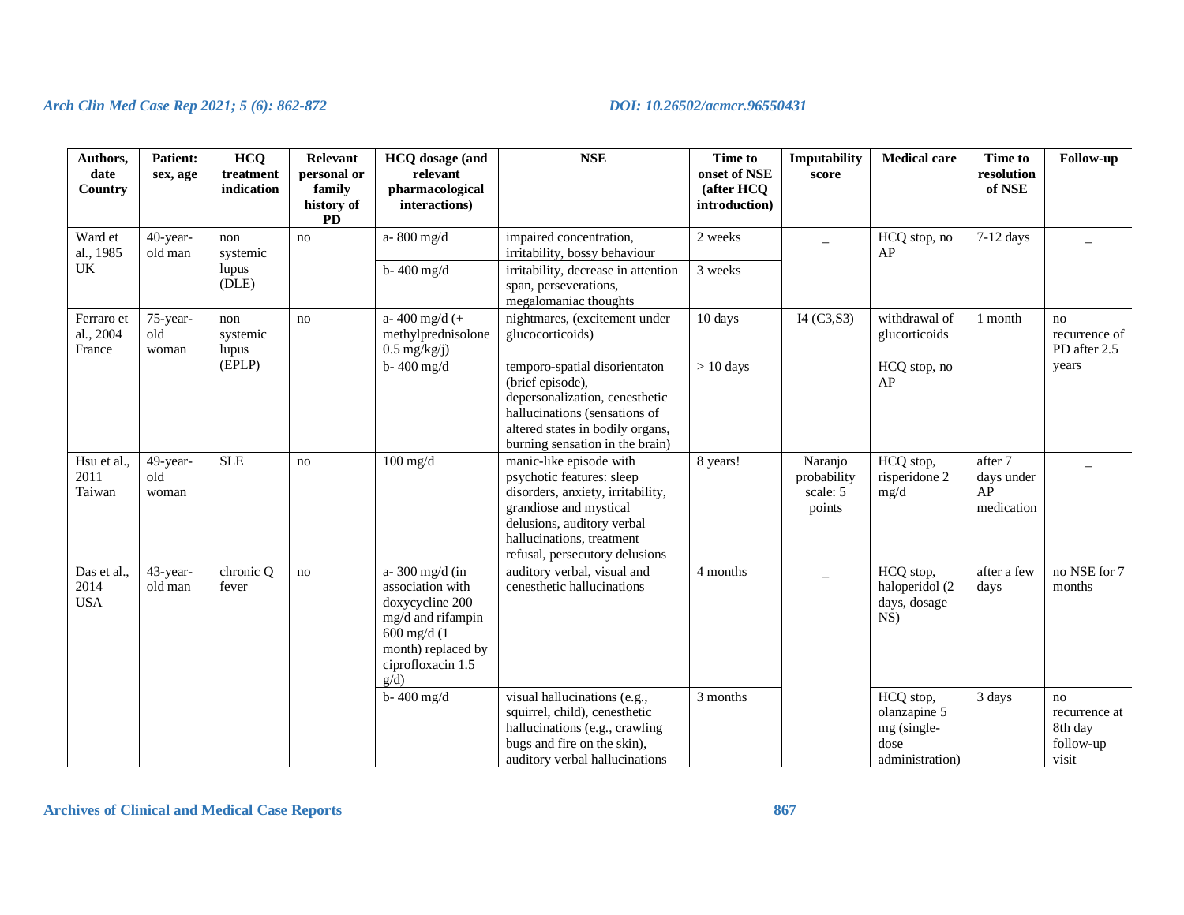| Authors, date Country | Patient: sex, age | HCQ treatment indication | Relevant personal or family history of PD | HCQ dosage (and relevant pharmacological interactions) | NSE | Time to onset of NSE (after HCQ introduction) | Imputability score | Medical care | Time to resolution of NSE | Follow-up |
|---|---|---|---|---|---|---|---|---|---|---|
| Ward et al., 1985 UK | 40-year-old man | non systemic lupus (DLE) | no | a- 800 mg/d | impaired concentration, irritability, bossy behaviour | 2 weeks | – | HCQ stop, no AP | 7-12 days | – |
| | | | | b- 400 mg/d | irritability, decrease in attention span, perseverations, megalomaniac thoughts | 3 weeks | | | | |
| Ferraro et al., 2004 France | 75-year-old woman | non systemic lupus (EPLP) | no | a- 400 mg/d (+ methylprednisolone 0.5 mg/kg/j) | nightmares, (excitement under glucocorticoids) | 10 days | I4 (C3,S3) | withdrawal of glucorticoids | 1 month | no recurrence of PD after 2.5 years |
| | | | | b- 400 mg/d | temporo-spatial disorientaton (brief episode), depersonalization, cenesthetic hallucinations (sensations of altered states in bodily organs, burning sensation in the brain) | > 10 days | | HCQ stop, no AP | | |
| Hsu et al., 2011 Taiwan | 49-year-old woman | SLE | no | 100 mg/d | manic-like episode with psychotic features: sleep disorders, anxiety, irritability, grandiose and mystical delusions, auditory verbal hallucinations, treatment refusal, persecutory delusions | 8 years! | Naranjo probability scale: 5 points | HCQ stop, risperidone 2 mg/d | after 7 days under AP medication | – |
| Das et al., 2014 USA | 43-year-old man | chronic Q fever | no | a- 300 mg/d (in association with doxycycline 200 mg/d and rifampin 600 mg/d (1 month) replaced by ciprofloxacin 1.5 g/d) | auditory verbal, visual and cenesthetic hallucinations | 4 months | – | HCQ stop, haloperidol (2 days, dosage NS) | after a few days | no NSE for 7 months |
| | | | | b- 400 mg/d | visual hallucinations (e.g., squirrel, child), cenesthetic hallucinations (e.g., crawling bugs and fire on the skin), auditory verbal hallucinations | 3 months | | HCQ stop, olanzapine 5 mg (single-dose administration) | 3 days | no recurrence at 8th day follow-up visit |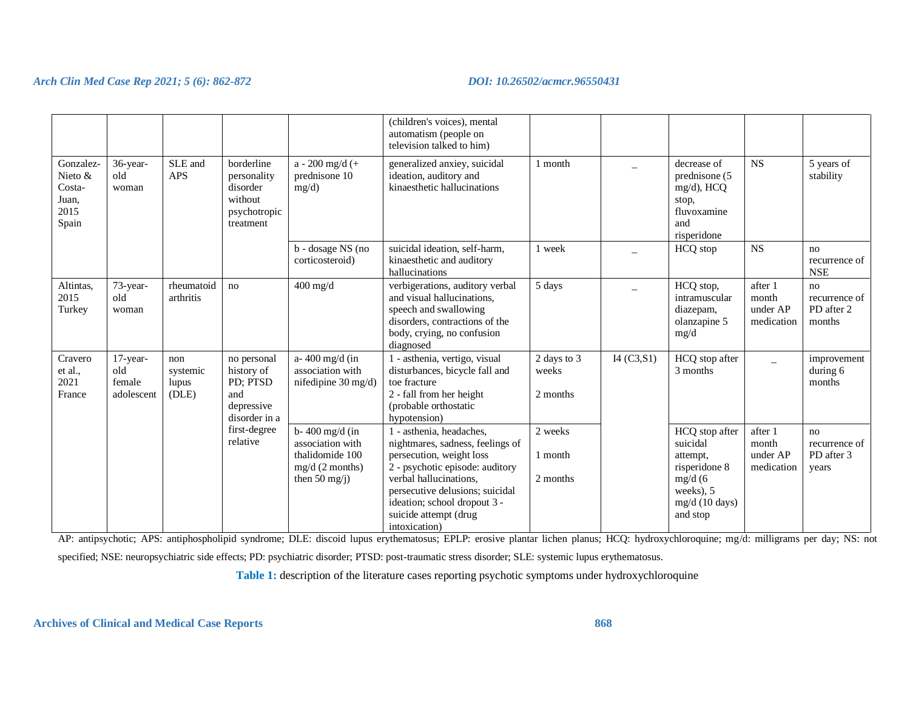| | | | | | (children's voices), mental automatism (people on television talked to him) | | | | | |
|---|---|---|---|---|---|---|---|---|---|---|
| Gonzalez-Nieto & Costa-Juan, 2015 Spain | 36-year-old woman | SLE and APS | borderline personality disorder without psychotropic treatment | a - 200 mg/d (+ prednisone 10 mg/d) | generalized anxiey, suicidal ideation, auditory and kinaesthetic hallucinations | 1 month | _ | decrease of prednisone (5 mg/d), HCQ stop, fluvoxamine and risperidone | NS | 5 years of stability |
| | | | | b - dosage NS (no corticosteroid) | suicidal ideation, self-harm, kinaesthetic and auditory hallucinations | 1 week | _ | HCQ stop | NS | no recurrence of NSE |
| Altintas, 2015 Turkey | 73-year-old woman | rheumatoid arthritis | no | 400 mg/d | verbigerations, auditory verbal and visual hallucinations, speech and swallowing disorders, contractions of the body, crying, no confusion diagnosed | 5 days | _ | HCQ stop, intramuscular diazepam, olanzapine 5 mg/d | after 1 month under AP medication | no recurrence of PD after 2 months |
| Cravero et al., 2021 France | 17-year-old female adolescent | non systemic lupus (DLE) | no personal history of PD; PTSD and depressive disorder in a first-degree relative | a- 400 mg/d (in association with nifedipine 30 mg/d) | 1 - asthenia, vertigo, visual disturbances, bicycle fall and toe fracture<br>2 - fall from her height (probable orthostatic hypotension) | 2 days to 3 weeks<br><br>2 months | I4 (C3,S1) | HCQ stop after 3 months | _ | improvement during 6 months |
| | | | | b- 400 mg/d (in association with thalidomide 100 mg/d (2 months) then 50 mg/j) | 1 - asthenia, headaches, nightmares, sadness, feelings of persecution, weight loss<br>2 - psychotic episode: auditory verbal hallucinations, persecutive delusions; suicidal ideation; school dropout 3 - suicide attempt (drug intoxication) | 2 weeks<br><br>1 month<br><br>2 months | | HCQ stop after suicidal attempt, risperidone 8 mg/d (6 weeks), 5 mg/d (10 days) and stop | after 1 month under AP medication | no recurrence of PD after 3 years |

AP: antipsychotic; APS: antiphospholipid syndrome; DLE: discoid lupus erythematosus; EPLP: erosive plantar lichen planus; HCQ: hydroxychloroquine; mg/d: milligrams per day; NS: not specified; NSE: neuropsychiatric side effects; PD: psychiatric disorder; PTSD: post-traumatic stress disorder; SLE: systemic lupus erythematosus.

**Table 1:** description of the literature cases reporting psychotic symptoms under hydroxychloroquine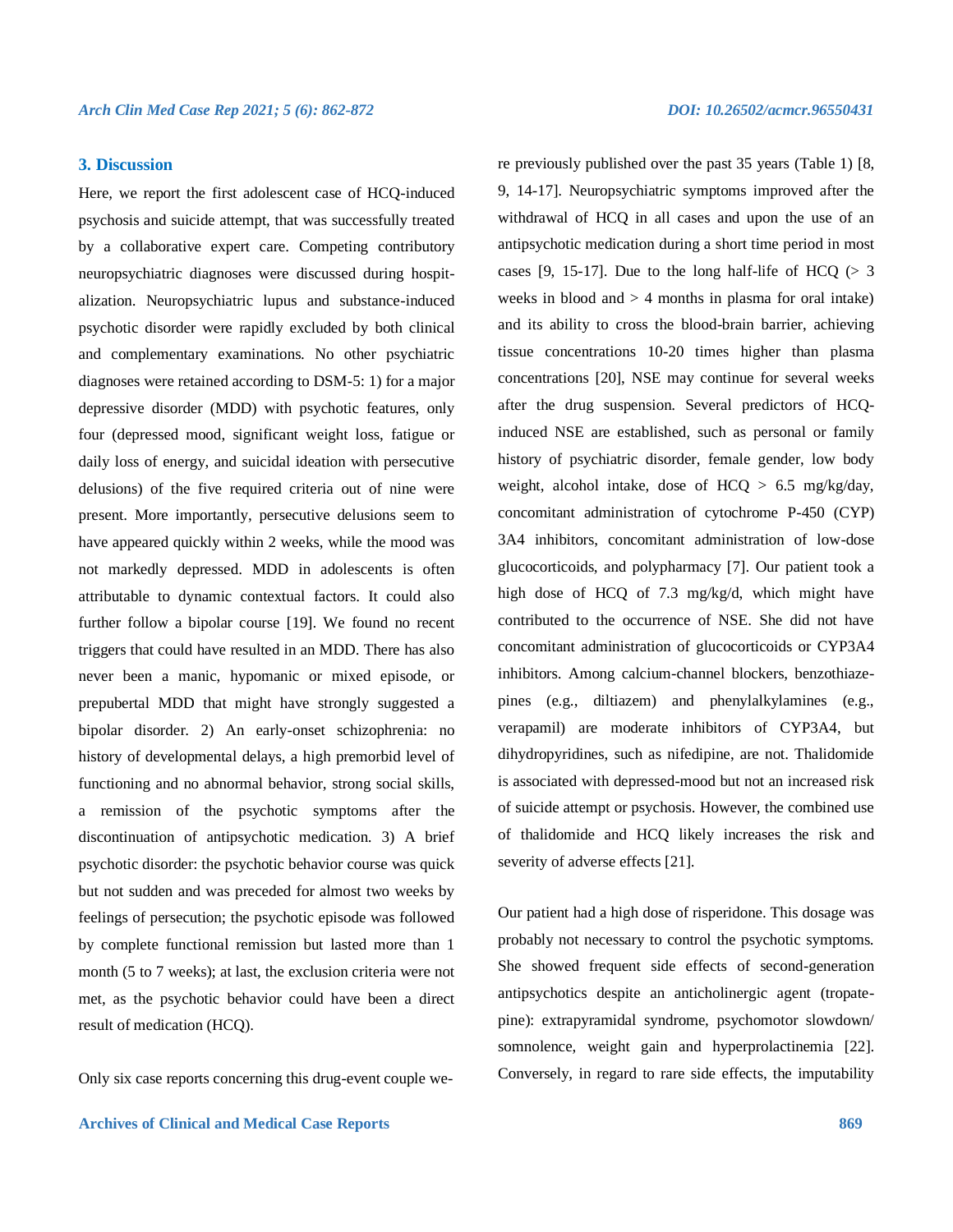### 3. Discussion

Here, we report the first adolescent case of HCQ-induced psychosis and suicide attempt, that was successfully treated by a collaborative expert care. Competing contributory neuropsychiatric diagnoses were discussed during hospitalization. Neuropsychiatric lupus and substance-induced psychotic disorder were rapidly excluded by both clinical and complementary examinations. No other psychiatric diagnoses were retained according to DSM-5: 1) for a major depressive disorder (MDD) with psychotic features, only four (depressed mood, significant weight loss, fatigue or daily loss of energy, and suicidal ideation with persecutive delusions) of the five required criteria out of nine were present. More importantly, persecutive delusions seem to have appeared quickly within 2 weeks, while the mood was not markedly depressed. MDD in adolescents is often attributable to dynamic contextual factors. It could also further follow a bipolar course [19]. We found no recent triggers that could have resulted in an MDD. There has also never been a manic, hypomanic or mixed episode, or prepubertal MDD that might have strongly suggested a bipolar disorder. 2) An early-onset schizophrenia: no history of developmental delays, a high premorbid level of functioning and no abnormal behavior, strong social skills, a remission of the psychotic symptoms after the discontinuation of antipsychotic medication. 3) A brief psychotic disorder: the psychotic behavior course was quick but not sudden and was preceded for almost two weeks by feelings of persecution; the psychotic episode was followed by complete functional remission but lasted more than 1 month (5 to 7 weeks); at last, the exclusion criteria were not met, as the psychotic behavior could have been a direct result of medication (HCQ).

Only six case reports concerning this drug-event couple were previously published over the past 35 years (Table 1) [8, 9, 14-17]. Neuropsychiatric symptoms improved after the withdrawal of HCQ in all cases and upon the use of an antipsychotic medication during a short time period in most cases [9, 15-17]. Due to the long half-life of HCQ (> 3 weeks in blood and > 4 months in plasma for oral intake) and its ability to cross the blood-brain barrier, achieving tissue concentrations 10-20 times higher than plasma concentrations [20], NSE may continue for several weeks after the drug suspension. Several predictors of HCQ-induced NSE are established, such as personal or family history of psychiatric disorder, female gender, low body weight, alcohol intake, dose of HCQ > 6.5 mg/kg/day, concomitant administration of cytochrome P-450 (CYP) 3A4 inhibitors, concomitant administration of low-dose glucocorticoids, and polypharmacy [7]. Our patient took a high dose of HCQ of 7.3 mg/kg/d, which might have contributed to the occurrence of NSE. She did not have concomitant administration of glucocorticoids or CYP3A4 inhibitors. Among calcium-channel blockers, benzothiazepines (e.g., diltiazem) and phenylalkylamines (e.g., verapamil) are moderate inhibitors of CYP3A4, but dihydropyridines, such as nifedipine, are not. Thalidomide is associated with depressed-mood but not an increased risk of suicide attempt or psychosis. However, the combined use of thalidomide and HCQ likely increases the risk and severity of adverse effects [21].

Our patient had a high dose of risperidone. This dosage was probably not necessary to control the psychotic symptoms. She showed frequent side effects of second-generation antipsychotics despite an anticholinergic agent (tropatepine): extrapyramidal syndrome, psychomotor slowdown/ somnolence, weight gain and hyperprolactinemia [22]. Conversely, in regard to rare side effects, the imputability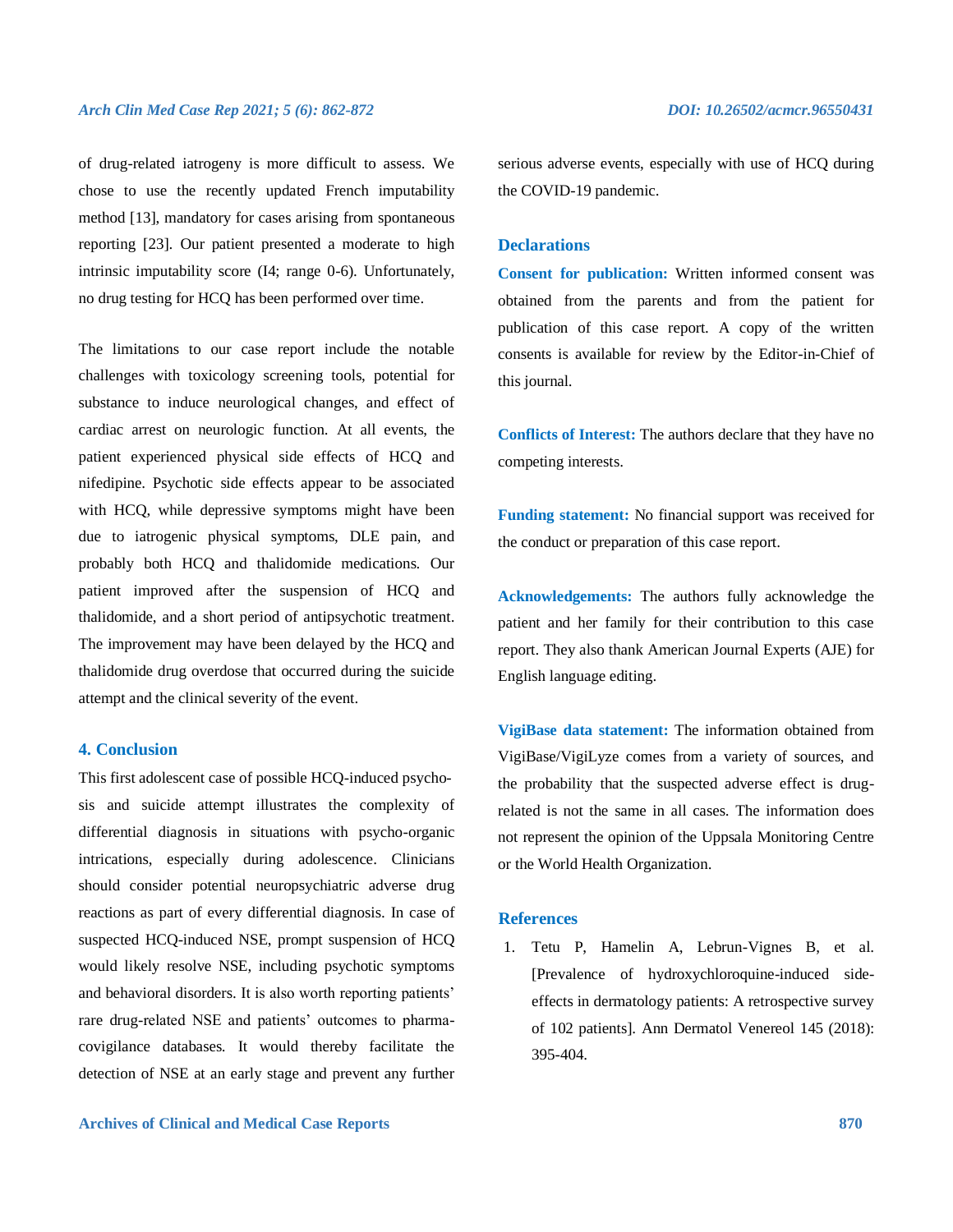of drug-related iatrogeny is more difficult to assess. We chose to use the recently updated French imputability method [13], mandatory for cases arising from spontaneous reporting [23]. Our patient presented a moderate to high intrinsic imputability score (I4; range 0-6). Unfortunately, no drug testing for HCQ has been performed over time.

The limitations to our case report include the notable challenges with toxicology screening tools, potential for substance to induce neurological changes, and effect of cardiac arrest on neurologic function. At all events, the patient experienced physical side effects of HCQ and nifedipine. Psychotic side effects appear to be associated with HCQ, while depressive symptoms might have been due to iatrogenic physical symptoms, DLE pain, and probably both HCQ and thalidomide medications. Our patient improved after the suspension of HCQ and thalidomide, and a short period of antipsychotic treatment. The improvement may have been delayed by the HCQ and thalidomide drug overdose that occurred during the suicide attempt and the clinical severity of the event.

## 4. Conclusion

This first adolescent case of possible HCQ-induced psychosis and suicide attempt illustrates the complexity of differential diagnosis in situations with psycho-organic intrications, especially during adolescence. Clinicians should consider potential neuropsychiatric adverse drug reactions as part of every differential diagnosis. In case of suspected HCQ-induced NSE, prompt suspension of HCQ would likely resolve NSE, including psychotic symptoms and behavioral disorders. It is also worth reporting patients' rare drug-related NSE and patients' outcomes to pharmacovigilance databases. It would thereby facilitate the detection of NSE at an early stage and prevent any further serious adverse events, especially with use of HCQ during the COVID-19 pandemic.

## Declarations

**Consent for publication:** Written informed consent was obtained from the parents and from the patient for publication of this case report. A copy of the written consents is available for review by the Editor-in-Chief of this journal.

**Conflicts of Interest:** The authors declare that they have no competing interests.

**Funding statement:** No financial support was received for the conduct or preparation of this case report.

**Acknowledgements:** The authors fully acknowledge the patient and her family for their contribution to this case report. They also thank American Journal Experts (AJE) for English language editing.

**VigiBase data statement:** The information obtained from VigiBase/VigiLyze comes from a variety of sources, and the probability that the suspected adverse effect is drug-related is not the same in all cases. The information does not represent the opinion of the Uppsala Monitoring Centre or the World Health Organization.

## References

1. Tetu P, Hamelin A, Lebrun-Vignes B, et al. [Prevalence of hydroxychloroquine-induced side-effects in dermatology patients: A retrospective survey of 102 patients]. Ann Dermatol Venereol 145 (2018): 395-404.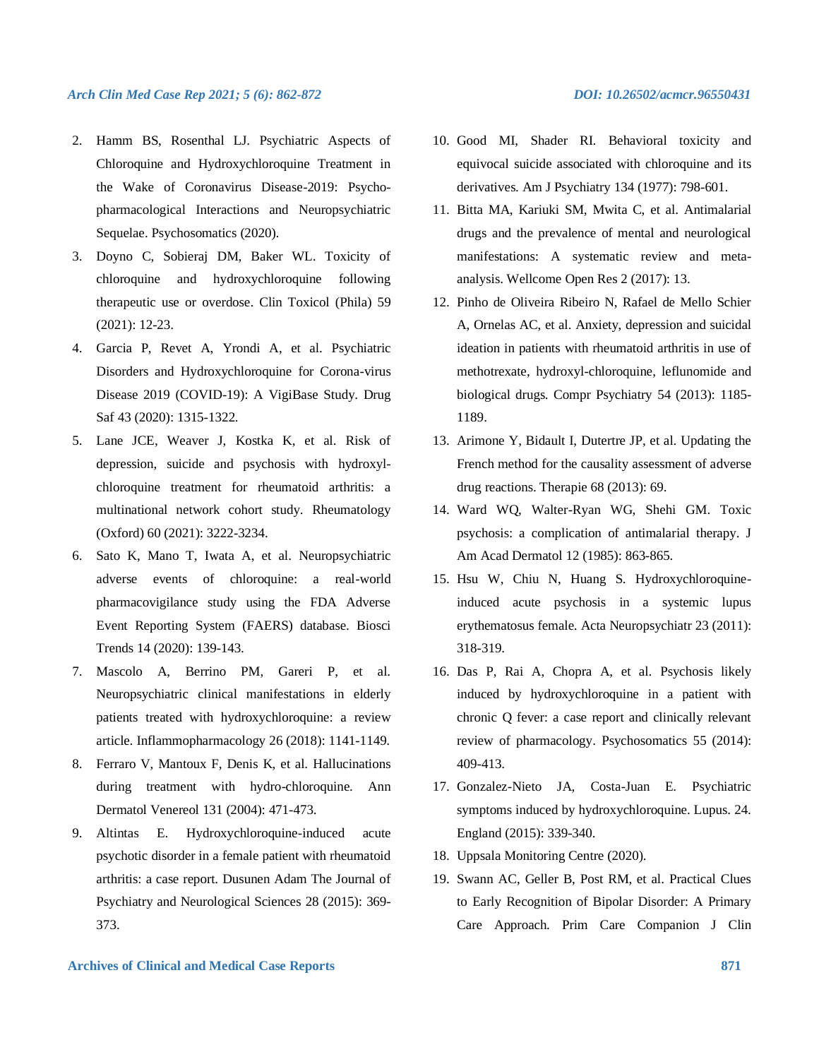2. Hamm BS, Rosenthal LJ. Psychiatric Aspects of Chloroquine and Hydroxychloroquine Treatment in the Wake of Coronavirus Disease-2019: Psychopharmacological Interactions and Neuropsychiatric Sequelae. Psychosomatics (2020).
3. Doyno C, Sobieraj DM, Baker WL. Toxicity of chloroquine and hydroxychloroquine following therapeutic use or overdose. Clin Toxicol (Phila) 59 (2021): 12-23.
4. Garcia P, Revet A, Yrondi A, et al. Psychiatric Disorders and Hydroxychloroquine for Corona-virus Disease 2019 (COVID-19): A VigiBase Study. Drug Saf 43 (2020): 1315-1322.
5. Lane JCE, Weaver J, Kostka K, et al. Risk of depression, suicide and psychosis with hydroxychloroquine treatment for rheumatoid arthritis: a multinational network cohort study. Rheumatology (Oxford) 60 (2021): 3222-3234.
6. Sato K, Mano T, Iwata A, et al. Neuropsychiatric adverse events of chloroquine: a real-world pharmacovigilance study using the FDA Adverse Event Reporting System (FAERS) database. Biosci Trends 14 (2020): 139-143.
7. Mascolo A, Berrino PM, Gareri P, et al. Neuropsychiatric clinical manifestations in elderly patients treated with hydroxychloroquine: a review article. Inflammopharmacology 26 (2018): 1141-1149.
8. Ferraro V, Mantoux F, Denis K, et al. Hallucinations during treatment with hydro-chloroquine. Ann Dermatol Venereol 131 (2004): 471-473.
9. Altintas E. Hydroxychloroquine-induced acute psychotic disorder in a female patient with rheumatoid arthritis: a case report. Dusunen Adam The Journal of Psychiatry and Neurological Sciences 28 (2015): 369-373.
10. Good MI, Shader RI. Behavioral toxicity and equivocal suicide associated with chloroquine and its derivatives. Am J Psychiatry 134 (1977): 798-601.
11. Bitta MA, Kariuki SM, Mwita C, et al. Antimalarial drugs and the prevalence of mental and neurological manifestations: A systematic review and meta-analysis. Wellcome Open Res 2 (2017): 13.
12. Pinho de Oliveira Ribeiro N, Rafael de Mello Schier A, Ornelas AC, et al. Anxiety, depression and suicidal ideation in patients with rheumatoid arthritis in use of methotrexate, hydroxyl-chloroquine, leflunomide and biological drugs. Compr Psychiatry 54 (2013): 1185-1189.
13. Arimone Y, Bidault I, Dutertre JP, et al. Updating the French method for the causality assessment of adverse drug reactions. Therapie 68 (2013): 69.
14. Ward WQ, Walter-Ryan WG, Shehi GM. Toxic psychosis: a complication of antimalarial therapy. J Am Acad Dermatol 12 (1985): 863-865.
15. Hsu W, Chiu N, Huang S. Hydroxychloroquine-induced acute psychosis in a systemic lupus erythematosus female. Acta Neuropsychiatr 23 (2011): 318-319.
16. Das P, Rai A, Chopra A, et al. Psychosis likely induced by hydroxychloroquine in a patient with chronic Q fever: a case report and clinically relevant review of pharmacology. Psychosomatics 55 (2014): 409-413.
17. Gonzalez-Nieto JA, Costa-Juan E. Psychiatric symptoms induced by hydroxychloroquine. Lupus. 24. England (2015): 339-340.
18. Uppsala Monitoring Centre (2020).
19. Swann AC, Geller B, Post RM, et al. Practical Clues to Early Recognition of Bipolar Disorder: A Primary Care Approach. Prim Care Companion J Clin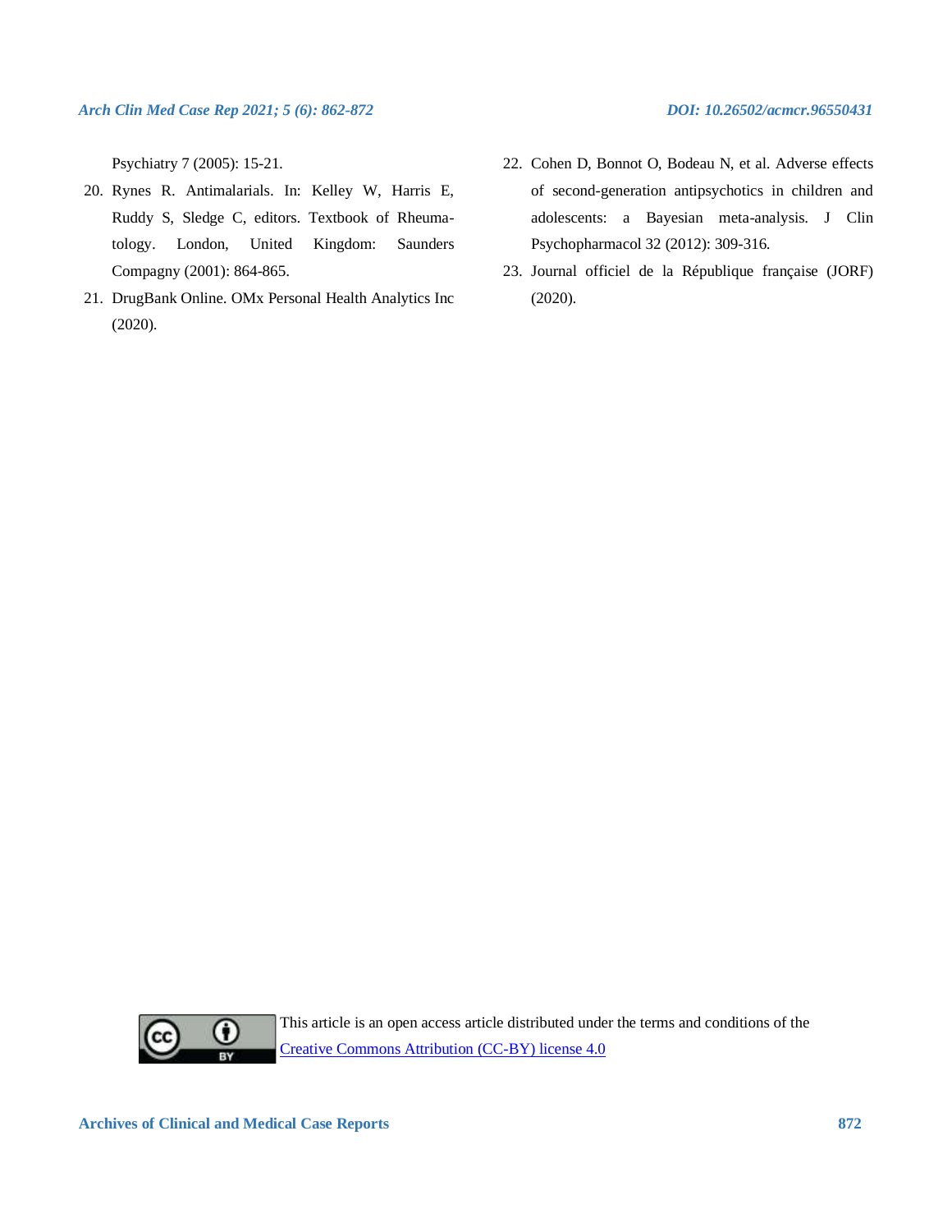Psychiatry 7 (2005): 15-21.

20. Rynes R. Antimalarials. In: Kelley W, Harris E, Ruddy S, Sledge C, editors. Textbook of Rheumatology. London, United Kingdom: Saunders Compagny (2001): 864-865.
21. DrugBank Online. OMx Personal Health Analytics Inc (2020).
22. Cohen D, Bonnot O, Bodeau N, et al. Adverse effects of second-generation antipsychotics in children and adolescents: a Bayesian meta-analysis. J Clin Psychopharmacol 32 (2012): 309-316.
23. Journal officiel de la République française (JORF) (2020).

This article is an open access article distributed under the terms and conditions of the [Creative Commons Attribution (CC-BY) license 4.0](https://creativecommons.org/licenses/by/4.0/)